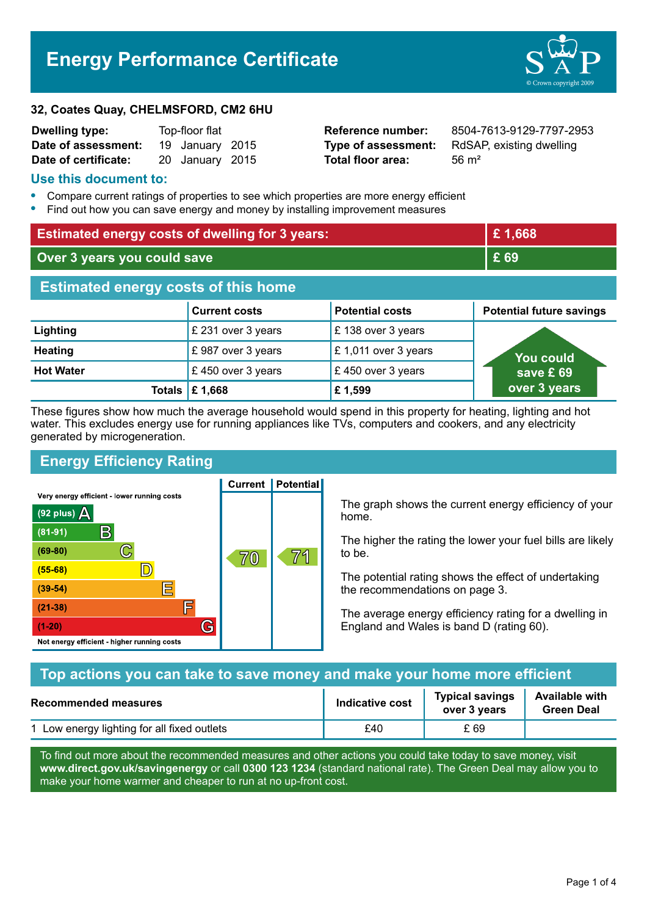# Energy Performance Certificate

**32, Coates Quay, CHELMSFORD, CM2 6HU**

| | | | |
|---|---|---|---|
| **Dwelling type:** | Top-floor flat | **Reference number:** | 8504-7613-9129-7797-2953 |
| **Date of assessment:** | 19 January 2015 | **Type of assessment:** | RdSAP, existing dwelling |
| **Date of certificate:** | 20 January 2015 | **Total floor area:** | 56 m² |

## Use this document to:

- Compare current ratings of properties to see which properties are more energy efficient
- Find out how you can save energy and money by installing improvement measures

| | |
|---|---|
| **Estimated energy costs of dwelling for 3 years:** | **£ 1,668** |
| **Over 3 years you could save** | **£ 69** |

## Estimated energy costs of this home

| | Current costs | Potential costs | Potential future savings |
|---|---|---|---|
| **Lighting** | £ 231 over 3 years | £ 138 over 3 years | You could save £ 69 over 3 years |
| **Heating** | £ 987 over 3 years | £ 1,011 over 3 years | |
| **Hot Water** | £ 450 over 3 years | £ 450 over 3 years | |
| **Totals** | **£ 1,668** | **£ 1,599** | |

These figures show how much the average household would spend in this property for heating, lighting and hot water. This excludes energy use for running appliances like TVs, computers and cookers, and any electricity generated by microgeneration.

## Energy Efficiency Rating

| Rating | Current | Potential |
|---|---|---|
| Very energy efficient - lower running costs | | |
| (92 plus) A | | |
| (81-91) B | | |
| (69-80) C | 70 | 71 |
| (55-68) D | | |
| (39-54) E | | |
| (21-38) F | | |
| (1-20) G | | |
| Not energy efficient - higher running costs | | |

The graph shows the current energy efficiency of your home.

The higher the rating the lower your fuel bills are likely to be.

The potential rating shows the effect of undertaking the recommendations on page 3.

The average energy efficiency rating for a dwelling in England and Wales is band D (rating 60).

## Top actions you can take to save money and make your home more efficient

| Recommended measures | Indicative cost | Typical savings over 3 years | Available with Green Deal |
|---|---|---|---|
| 1 Low energy lighting for all fixed outlets | £40 | £ 69 | |

To find out more about the recommended measures and other actions you could take today to save money, visit **www.direct.gov.uk/savingenergy** or call **0300 123 1234** (standard national rate). The Green Deal may allow you to make your home warmer and cheaper to run at no up-front cost.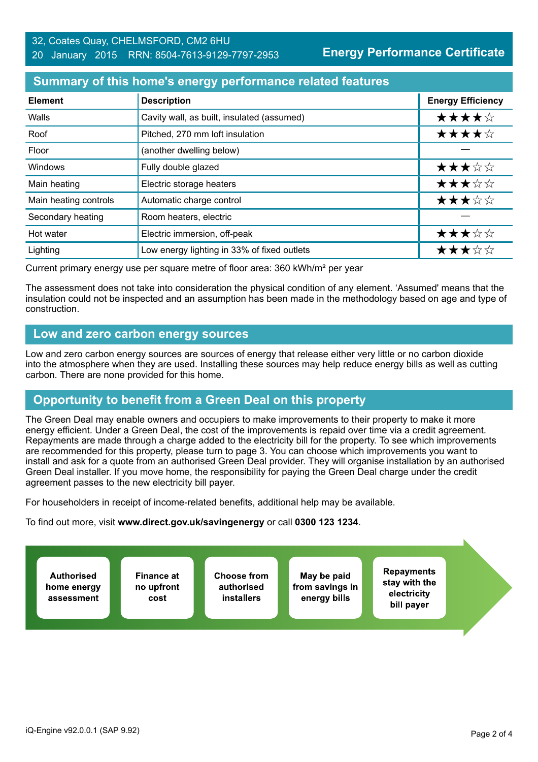32, Coates Quay, CHELMSFORD, CM2 6HU
20 January 2015 RRN: 8504-7613-9129-7797-2953

**Energy Performance Certificate**

## Summary of this home's energy performance related features

| Element | Description | Energy Efficiency |
|---|---|---|
| Walls | Cavity wall, as built, insulated (assumed) | ★★★★☆ |
| Roof | Pitched, 270 mm loft insulation | ★★★★☆ |
| Floor | (another dwelling below) | — |
| Windows | Fully double glazed | ★★★☆☆ |
| Main heating | Electric storage heaters | ★★★☆☆ |
| Main heating controls | Automatic charge control | ★★★☆☆ |
| Secondary heating | Room heaters, electric | — |
| Hot water | Electric immersion, off-peak | ★★★☆☆ |
| Lighting | Low energy lighting in 33% of fixed outlets | ★★★☆☆ |

Current primary energy use per square metre of floor area: 360 kWh/m² per year

The assessment does not take into consideration the physical condition of any element. 'Assumed' means that the insulation could not be inspected and an assumption has been made in the methodology based on age and type of construction.

## Low and zero carbon energy sources

Low and zero carbon energy sources are sources of energy that release either very little or no carbon dioxide into the atmosphere when they are used. Installing these sources may help reduce energy bills as well as cutting carbon. There are none provided for this home.

## Opportunity to benefit from a Green Deal on this property

The Green Deal may enable owners and occupiers to make improvements to their property to make it more energy efficient. Under a Green Deal, the cost of the improvements is repaid over time via a credit agreement. Repayments are made through a charge added to the electricity bill for the property. To see which improvements are recommended for this property, please turn to page 3. You can choose which improvements you want to install and ask for a quote from an authorised Green Deal provider. They will organise installation by an authorised Green Deal installer. If you move home, the responsibility for paying the Green Deal charge under the credit agreement passes to the new electricity bill payer.

For householders in receipt of income-related benefits, additional help may be available.

To find out more, visit **www.direct.gov.uk/savingenergy** or call **0300 123 1234**.

- **Authorised home energy assessment**
- **Finance at no upfront cost**
- **Choose from authorised installers**
- **May be paid from savings in energy bills**
- **Repayments stay with the electricity bill payer**

iQ-Engine v92.0.0.1 (SAP 9.92)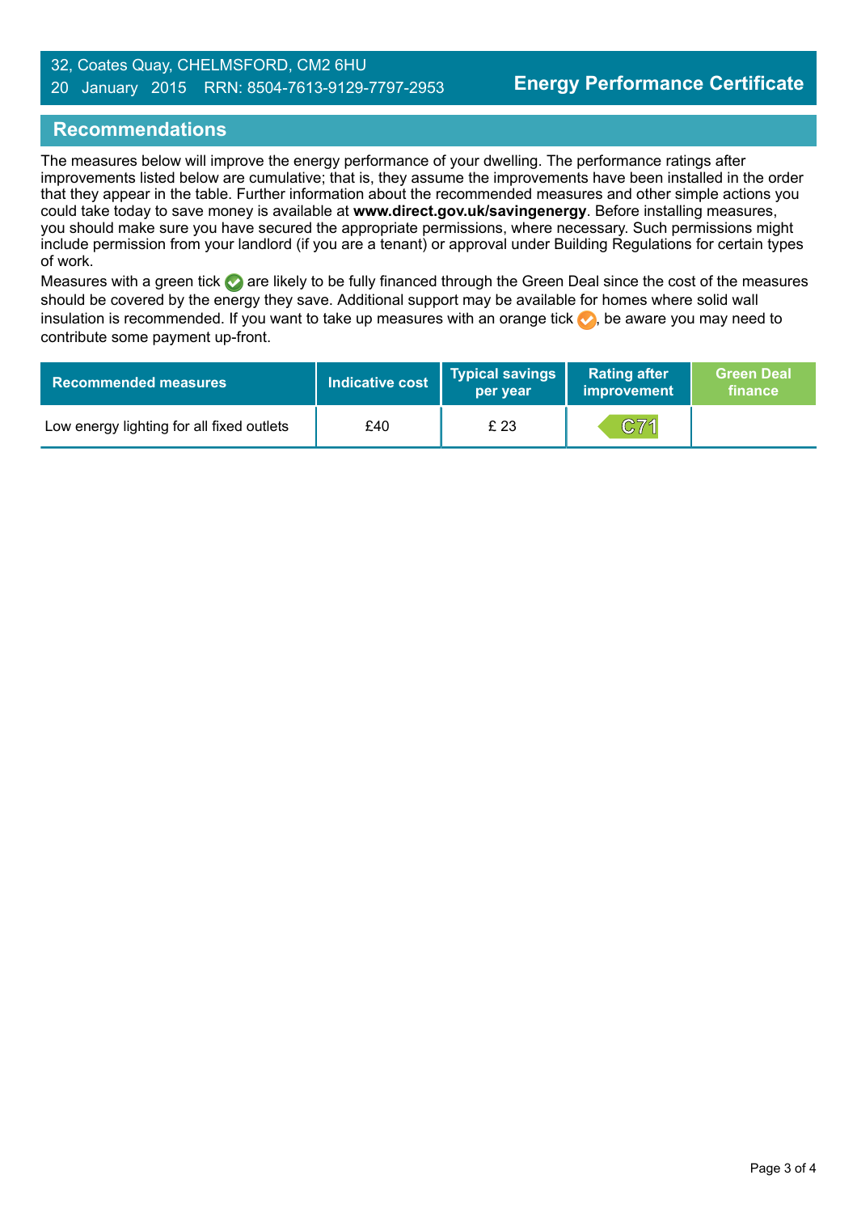32, Coates Quay, CHELMSFORD, CM2 6HU
20 January 2015 RRN: 8504-7613-9129-7797-2953

**Energy Performance Certificate**

## Recommendations

The measures below will improve the energy performance of your dwelling. The performance ratings after improvements listed below are cumulative; that is, they assume the improvements have been installed in the order that they appear in the table. Further information about the recommended measures and other simple actions you could take today to save money is available at **www.direct.gov.uk/savingenergy**. Before installing measures, you should make sure you have secured the appropriate permissions, where necessary. Such permissions might include permission from your landlord (if you are a tenant) or approval under Building Regulations for certain types of work.

Measures with a green tick are likely to be fully financed through the Green Deal since the cost of the measures should be covered by the energy they save. Additional support may be available for homes where solid wall insulation is recommended. If you want to take up measures with an orange tick, be aware you may need to contribute some payment up-front.

| Recommended measures | Indicative cost | Typical savings per year | Rating after improvement | Green Deal finance |
|---|---|---|---|---|
| Low energy lighting for all fixed outlets | £40 | £ 23 | C71 | |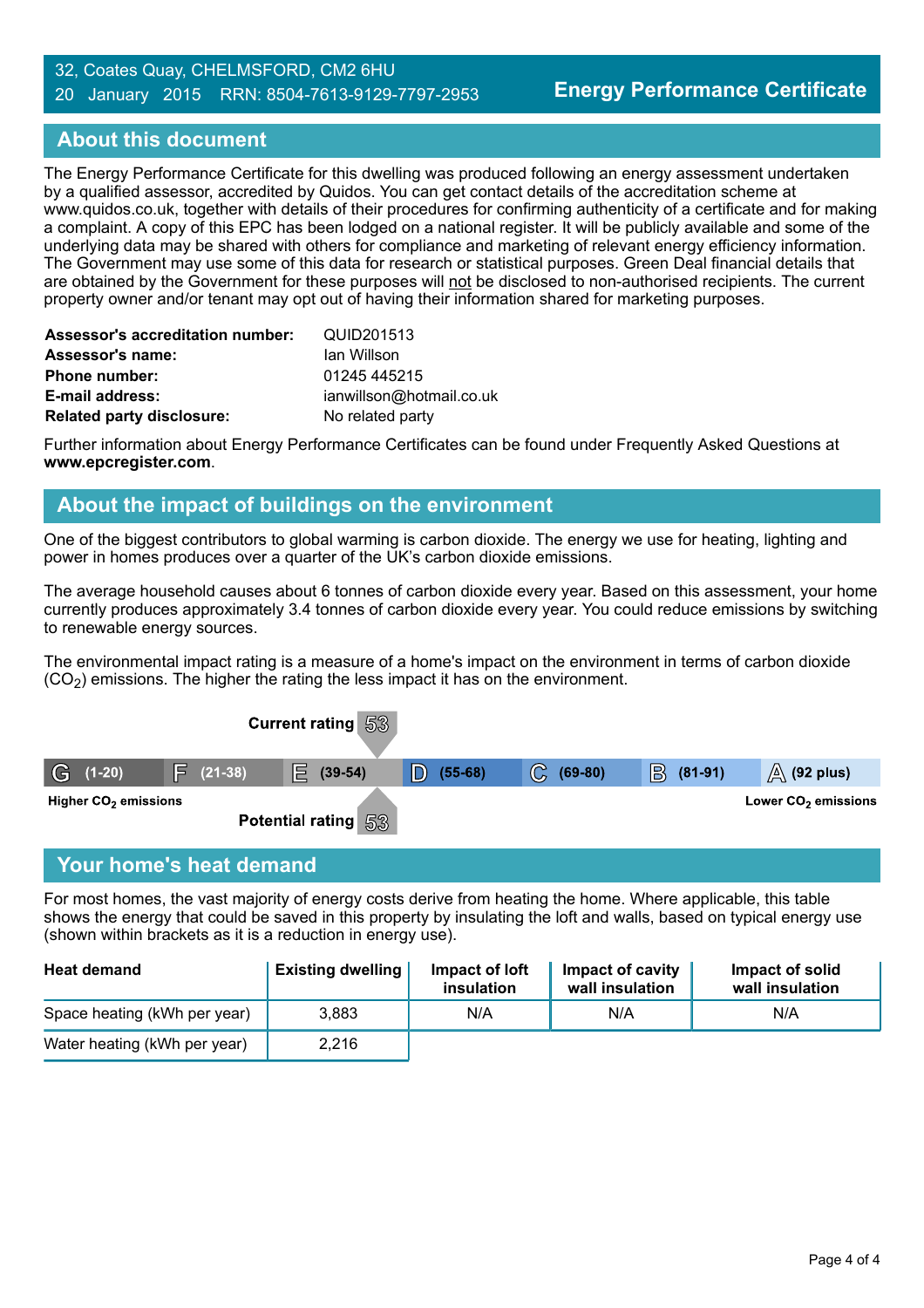32, Coates Quay, CHELMSFORD, CM2 6HU
20 January 2015 RRN: 8504-7613-9129-7797-2953

**Energy Performance Certificate**

## About this document

The Energy Performance Certificate for this dwelling was produced following an energy assessment undertaken by a qualified assessor, accredited by Quidos. You can get contact details of the accreditation scheme at www.quidos.co.uk, together with details of their procedures for confirming authenticity of a certificate and for making a complaint. A copy of this EPC has been lodged on a national register. It will be publicly available and some of the underlying data may be shared with others for compliance and marketing of relevant energy efficiency information. The Government may use some of this data for research or statistical purposes. Green Deal financial details that are obtained by the Government for these purposes will not be disclosed to non-authorised recipients. The current property owner and/or tenant may opt out of having their information shared for marketing purposes.

| | |
|---|---|
| **Assessor's accreditation number:** | QUID201513 |
| **Assessor's name:** | Ian Willson |
| **Phone number:** | 01245 445215 |
| **E-mail address:** | ianwillson@hotmail.co.uk |
| **Related party disclosure:** | No related party |

Further information about Energy Performance Certificates can be found under Frequently Asked Questions at **www.epcregister.com**.

## About the impact of buildings on the environment

One of the biggest contributors to global warming is carbon dioxide. The energy we use for heating, lighting and power in homes produces over a quarter of the UK's carbon dioxide emissions.

The average household causes about 6 tonnes of carbon dioxide every year. Based on this assessment, your home currently produces approximately 3.4 tonnes of carbon dioxide every year. You could reduce emissions by switching to renewable energy sources.

The environmental impact rating is a measure of a home's impact on the environment in terms of carbon dioxide ($CO_2$) emissions. The higher the rating the less impact it has on the environment.

Current rating 53

G (1-20)
F (21-38)
E (39-54)
D (55-68)
C (69-80)
B (81-91)
A (92 plus)

Higher $CO_2$ emissions
Lower $CO_2$ emissions

Potential rating 53

## Your home's heat demand

For most homes, the vast majority of energy costs derive from heating the home. Where applicable, this table shows the energy that could be saved in this property by insulating the loft and walls, based on typical energy use (shown within brackets as it is a reduction in energy use).

| Heat demand | Existing dwelling | Impact of loft insulation | Impact of cavity wall insulation | Impact of solid wall insulation |
|---|---|---|---|---|
| Space heating (kWh per year) | 3,883 | N/A | N/A | N/A |
| Water heating (kWh per year) | 2,216 | | | |